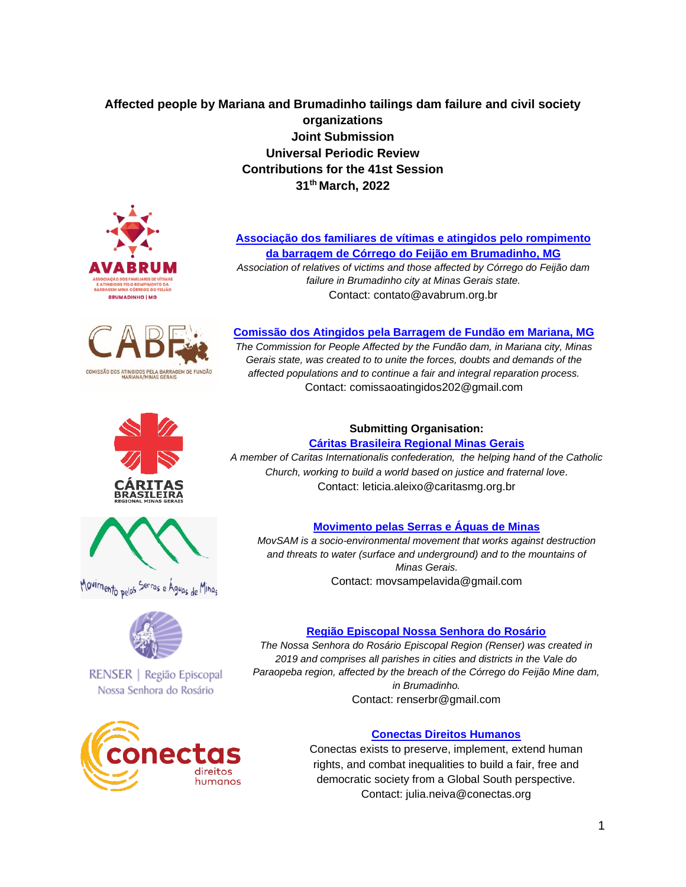**Affected people by Mariana and Brumadinho tailings dam failure and civil society organizations**

**Joint Submission**

**Universal Periodic Review**

**Contributions for the 41st Session**

**31th March, 2022**

**[Associação dos familiares de vítimas e atingidos pelo rompimento da barragem de Córrego do Feijão em Brumadinho, MG](#)**

*Association of relatives of victims and those affected by Córrego do Feijão dam failure in Brumadinho city at Minas Gerais state.*

Contact: contato@avabrum.org.br

**[Comissão dos Atingidos pela Barragem de Fundão em Mariana, MG](#)**

*The Commission for People Affected by the Fundão dam, in Mariana city, Minas Gerais state, was created to to unite the forces, doubts and demands of the affected populations and to continue a fair and integral reparation process.*

Contact: comissaoatingidos202@gmail.com

**Submitting Organisation:**

**[Cáritas Brasileira Regional Minas Gerais](#)**

*A member of Caritas Internationalis confederation, the helping hand of the Catholic Church, working to build a world based on justice and fraternal love.*

Contact: leticia.aleixo@caritasmg.org.br

**[Movimento pelas Serras e Águas de Minas](#)**

*MovSAM is a socio-environmental movement that works against destruction and threats to water (surface and underground) and to the mountains of Minas Gerais.*

Contact: movsampelavida@gmail.com

**[Região Episcopal Nossa Senhora do Rosário](#)**

*The Nossa Senhora do Rosário Episcopal Region (Renser) was created in 2019 and comprises all parishes in cities and districts in the Vale do Paraopeba region, affected by the breach of the Córrego do Feijão Mine dam, in Brumadinho.*

Contact: renserbr@gmail.com

**[Conectas Direitos Humanos](#)**

Conectas exists to preserve, implement, extend human rights, and combat inequalities to build a fair, free and democratic society from a Global South perspective.

Contact: julia.neiva@conectas.org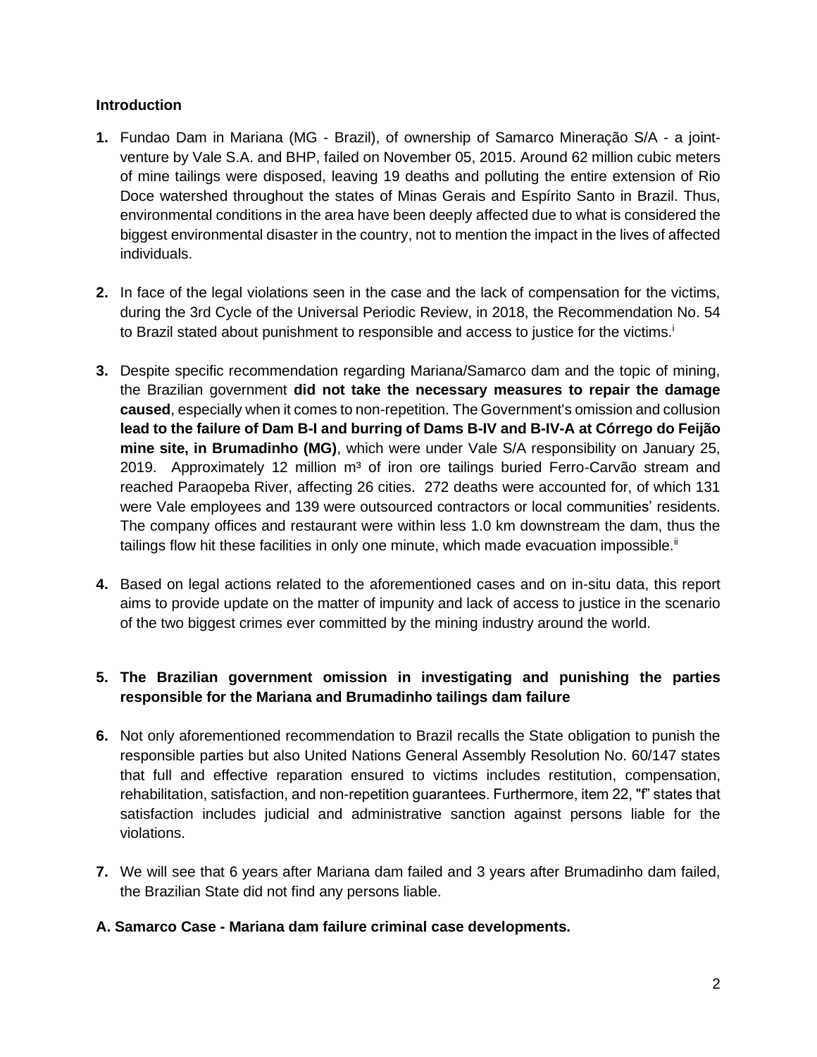## Introduction

**1.** Fundao Dam in Mariana (MG - Brazil), of ownership of Samarco Mineração S/A - a joint-venture by Vale S.A. and BHP, failed on November 05, 2015. Around 62 million cubic meters of mine tailings were disposed, leaving 19 deaths and polluting the entire extension of Rio Doce watershed throughout the states of Minas Gerais and Espírito Santo in Brazil. Thus, environmental conditions in the area have been deeply affected due to what is considered the biggest environmental disaster in the country, not to mention the impact in the lives of affected individuals.

**2.** In face of the legal violations seen in the case and the lack of compensation for the victims, during the 3rd Cycle of the Universal Periodic Review, in 2018, the Recommendation No. 54 to Brazil stated about punishment to responsible and access to justice for the victims.[i]

**3.** Despite specific recommendation regarding Mariana/Samarco dam and the topic of mining, the Brazilian government **did not take the necessary measures to repair the damage caused**, especially when it comes to non-repetition. The Government's omission and collusion **lead to the failure of Dam B-I and burring of Dams B-IV and B-IV-A at Córrego do Feijão mine site, in Brumadinho (MG)**, which were under Vale S/A responsibility on January 25, 2019. Approximately 12 million m³ of iron ore tailings buried Ferro-Carvão stream and reached Paraopeba River, affecting 26 cities. 272 deaths were accounted for, of which 131 were Vale employees and 139 were outsourced contractors or local communities' residents. The company offices and restaurant were within less 1.0 km downstream the dam, thus the tailings flow hit these facilities in only one minute, which made evacuation impossible.[ii]

**4.** Based on legal actions related to the aforementioned cases and on in-situ data, this report aims to provide update on the matter of impunity and lack of access to justice in the scenario of the two biggest crimes ever committed by the mining industry around the world.

**5. The Brazilian government omission in investigating and punishing the parties responsible for the Mariana and Brumadinho tailings dam failure**

**6.** Not only aforementioned recommendation to Brazil recalls the State obligation to punish the responsible parties but also United Nations General Assembly Resolution No. 60/147 states that full and effective reparation ensured to victims includes restitution, compensation, rehabilitation, satisfaction, and non-repetition guarantees. Furthermore, item 22, "f" states that satisfaction includes judicial and administrative sanction against persons liable for the violations.

**7.** We will see that 6 years after Mariana dam failed and 3 years after Brumadinho dam failed, the Brazilian State did not find any persons liable.

### A. Samarco Case - Mariana dam failure criminal case developments.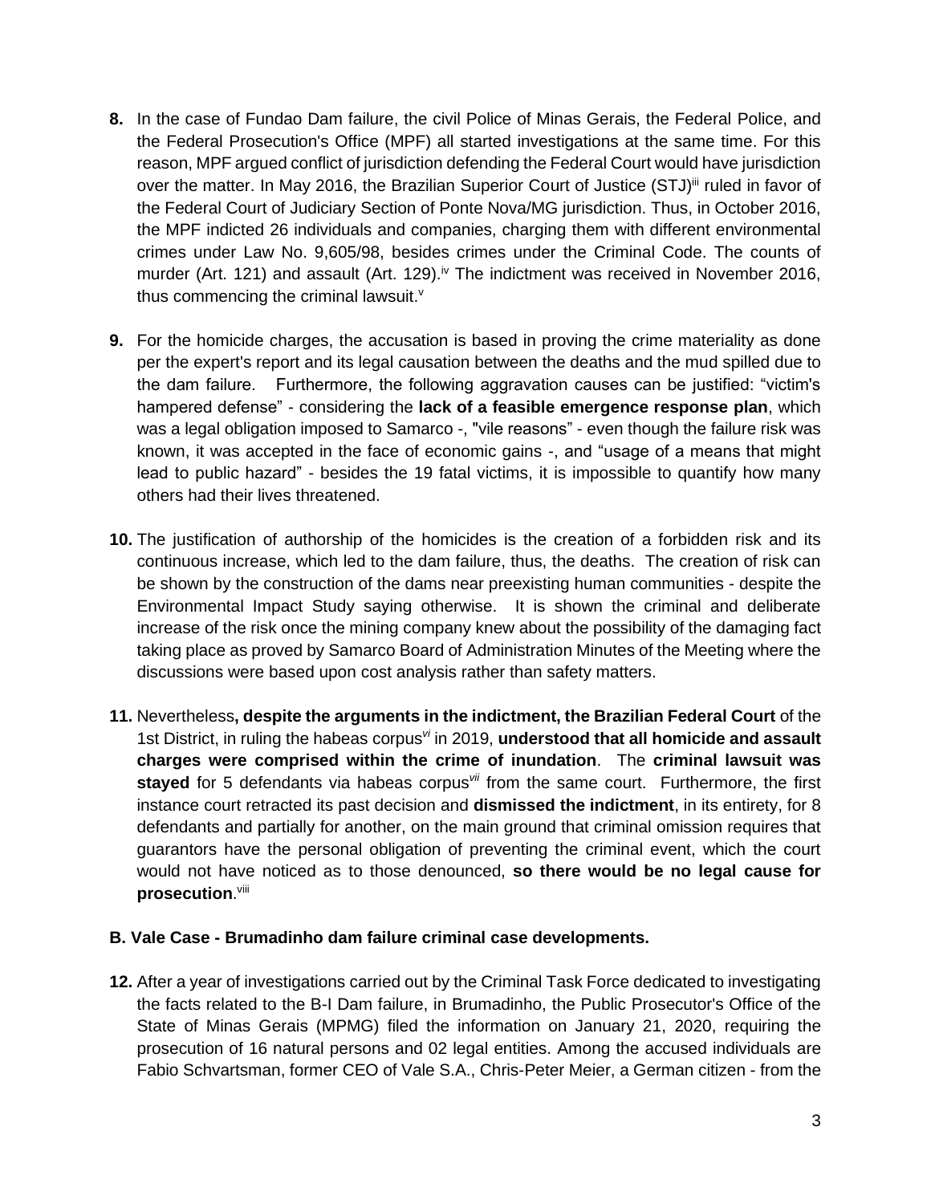8. In the case of Fundao Dam failure, the civil Police of Minas Gerais, the Federal Police, and the Federal Prosecution's Office (MPF) all started investigations at the same time. For this reason, MPF argued conflict of jurisdiction defending the Federal Court would have jurisdiction over the matter. In May 2016, the Brazilian Superior Court of Justice (STJ)[iii] ruled in favor of the Federal Court of Judiciary Section of Ponte Nova/MG jurisdiction. Thus, in October 2016, the MPF indicted 26 individuals and companies, charging them with different environmental crimes under Law No. 9,605/98, besides crimes under the Criminal Code. The counts of murder (Art. 121) and assault (Art. 129).[iv] The indictment was received in November 2016, thus commencing the criminal lawsuit.[v]

9. For the homicide charges, the accusation is based in proving the crime materiality as done per the expert's report and its legal causation between the deaths and the mud spilled due to the dam failure. Furthermore, the following aggravation causes can be justified: "victim's hampered defense" - considering the **lack of a feasible emergence response plan**, which was a legal obligation imposed to Samarco -, "vile reasons" - even though the failure risk was known, it was accepted in the face of economic gains -, and "usage of a means that might lead to public hazard" - besides the 19 fatal victims, it is impossible to quantify how many others had their lives threatened.

10. The justification of authorship of the homicides is the creation of a forbidden risk and its continuous increase, which led to the dam failure, thus, the deaths. The creation of risk can be shown by the construction of the dams near preexisting human communities - despite the Environmental Impact Study saying otherwise. It is shown the criminal and deliberate increase of the risk once the mining company knew about the possibility of the damaging fact taking place as proved by Samarco Board of Administration Minutes of the Meeting where the discussions were based upon cost analysis rather than safety matters.

11. Nevertheless**, despite the arguments in the indictment, the Brazilian Federal Court** of the 1st District, in ruling the habeas corpus[vi] in 2019, **understood that all homicide and assault charges were comprised within the crime of inundation**. The **criminal lawsuit was stayed** for 5 defendants via habeas corpus[vii] from the same court. Furthermore, the first instance court retracted its past decision and **dismissed the indictment**, in its entirety, for 8 defendants and partially for another, on the main ground that criminal omission requires that guarantors have the personal obligation of preventing the criminal event, which the court would not have noticed as to those denounced, **so there would be no legal cause for prosecution**.[viii]

### B. Vale Case - Brumadinho dam failure criminal case developments.

12. After a year of investigations carried out by the Criminal Task Force dedicated to investigating the facts related to the B-I Dam failure, in Brumadinho, the Public Prosecutor's Office of the State of Minas Gerais (MPMG) filed the information on January 21, 2020, requiring the prosecution of 16 natural persons and 02 legal entities. Among the accused individuals are Fabio Schvartsman, former CEO of Vale S.A., Chris-Peter Meier, a German citizen - from the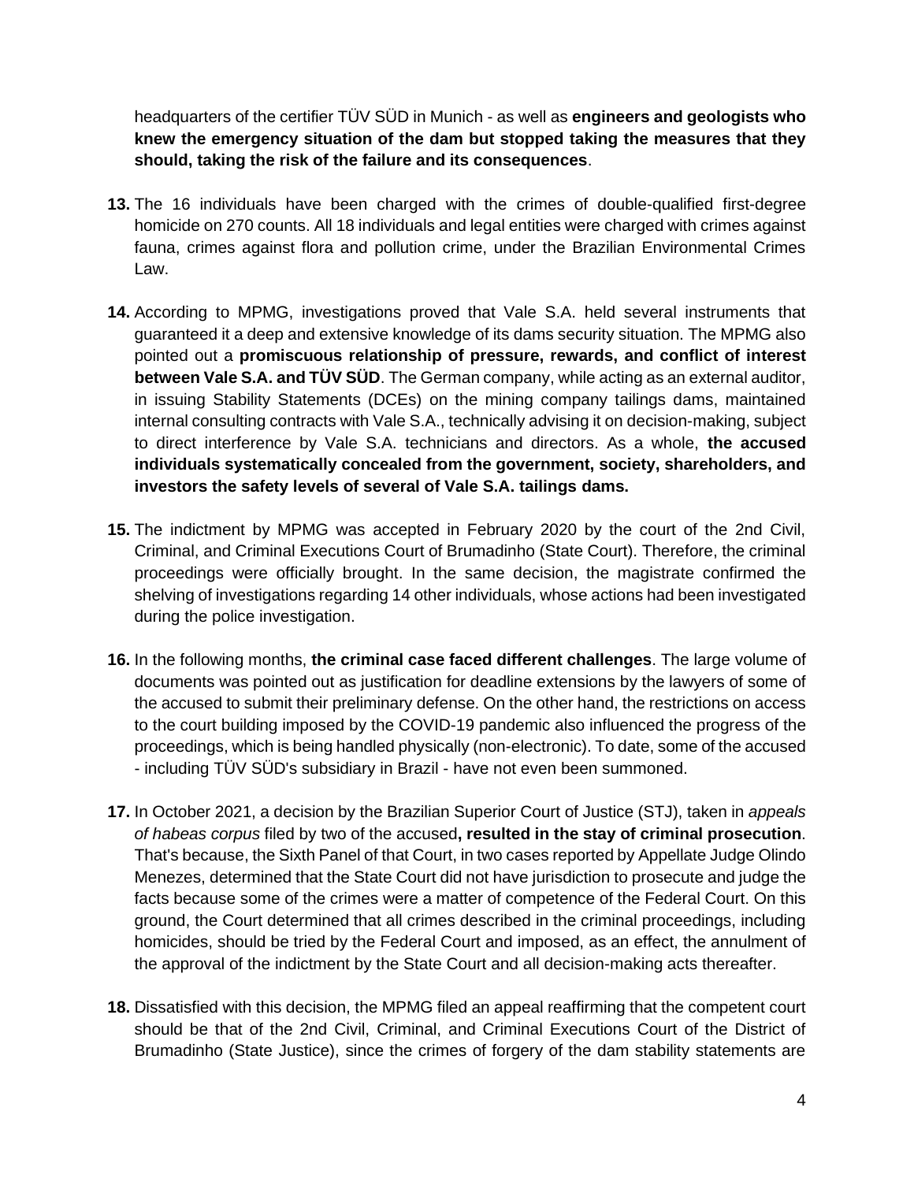headquarters of the certifier TÜV SÜD in Munich - as well as **engineers and geologists who knew the emergency situation of the dam but stopped taking the measures that they should, taking the risk of the failure and its consequences**.

**13.** The 16 individuals have been charged with the crimes of double-qualified first-degree homicide on 270 counts. All 18 individuals and legal entities were charged with crimes against fauna, crimes against flora and pollution crime, under the Brazilian Environmental Crimes Law.

**14.** According to MPMG, investigations proved that Vale S.A. held several instruments that guaranteed it a deep and extensive knowledge of its dams security situation. The MPMG also pointed out a **promiscuous relationship of pressure, rewards, and conflict of interest between Vale S.A. and TÜV SÜD**. The German company, while acting as an external auditor, in issuing Stability Statements (DCEs) on the mining company tailings dams, maintained internal consulting contracts with Vale S.A., technically advising it on decision-making, subject to direct interference by Vale S.A. technicians and directors. As a whole, **the accused individuals systematically concealed from the government, society, shareholders, and investors the safety levels of several of Vale S.A. tailings dams.**

**15.** The indictment by MPMG was accepted in February 2020 by the court of the 2nd Civil, Criminal, and Criminal Executions Court of Brumadinho (State Court). Therefore, the criminal proceedings were officially brought. In the same decision, the magistrate confirmed the shelving of investigations regarding 14 other individuals, whose actions had been investigated during the police investigation.

**16.** In the following months, **the criminal case faced different challenges**. The large volume of documents was pointed out as justification for deadline extensions by the lawyers of some of the accused to submit their preliminary defense. On the other hand, the restrictions on access to the court building imposed by the COVID-19 pandemic also influenced the progress of the proceedings, which is being handled physically (non-electronic). To date, some of the accused - including TÜV SÜD's subsidiary in Brazil - have not even been summoned.

**17.** In October 2021, a decision by the Brazilian Superior Court of Justice (STJ), taken in *appeals of habeas corpus* filed by two of the accused**, resulted in the stay of criminal prosecution**. That's because, the Sixth Panel of that Court, in two cases reported by Appellate Judge Olindo Menezes, determined that the State Court did not have jurisdiction to prosecute and judge the facts because some of the crimes were a matter of competence of the Federal Court. On this ground, the Court determined that all crimes described in the criminal proceedings, including homicides, should be tried by the Federal Court and imposed, as an effect, the annulment of the approval of the indictment by the State Court and all decision-making acts thereafter.

**18.** Dissatisfied with this decision, the MPMG filed an appeal reaffirming that the competent court should be that of the 2nd Civil, Criminal, and Criminal Executions Court of the District of Brumadinho (State Justice), since the crimes of forgery of the dam stability statements are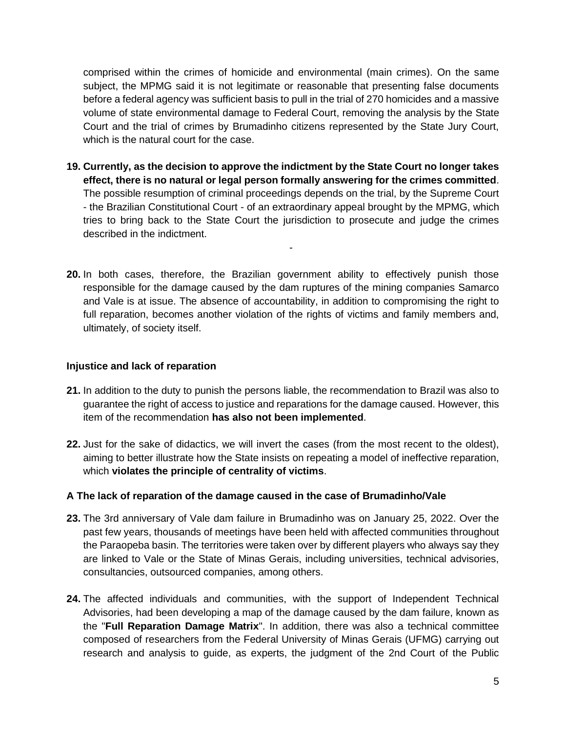comprised within the crimes of homicide and environmental (main crimes). On the same subject, the MPMG said it is not legitimate or reasonable that presenting false documents before a federal agency was sufficient basis to pull in the trial of 270 homicides and a massive volume of state environmental damage to Federal Court, removing the analysis by the State Court and the trial of crimes by Brumadinho citizens represented by the State Jury Court, which is the natural court for the case.

**19. Currently, as the decision to approve the indictment by the State Court no longer takes effect, there is no natural or legal person formally answering for the crimes committed**. The possible resumption of criminal proceedings depends on the trial, by the Supreme Court - the Brazilian Constitutional Court - of an extraordinary appeal brought by the MPMG, which tries to bring back to the State Court the jurisdiction to prosecute and judge the crimes described in the indictment.

-

**20.** In both cases, therefore, the Brazilian government ability to effectively punish those responsible for the damage caused by the dam ruptures of the mining companies Samarco and Vale is at issue. The absence of accountability, in addition to compromising the right to full reparation, becomes another violation of the rights of victims and family members and, ultimately, of society itself.

**Injustice and lack of reparation**

**21.** In addition to the duty to punish the persons liable, the recommendation to Brazil was also to guarantee the right of access to justice and reparations for the damage caused. However, this item of the recommendation **has also not been implemented**.

**22.** Just for the sake of didactics, we will invert the cases (from the most recent to the oldest), aiming to better illustrate how the State insists on repeating a model of ineffective reparation, which **violates the principle of centrality of victims**.

**A The lack of reparation of the damage caused in the case of Brumadinho/Vale**

**23.** The 3rd anniversary of Vale dam failure in Brumadinho was on January 25, 2022. Over the past few years, thousands of meetings have been held with affected communities throughout the Paraopeba basin. The territories were taken over by different players who always say they are linked to Vale or the State of Minas Gerais, including universities, technical advisories, consultancies, outsourced companies, among others.

**24.** The affected individuals and communities, with the support of Independent Technical Advisories, had been developing a map of the damage caused by the dam failure, known as the "**Full Reparation Damage Matrix**". In addition, there was also a technical committee composed of researchers from the Federal University of Minas Gerais (UFMG) carrying out research and analysis to guide, as experts, the judgment of the 2nd Court of the Public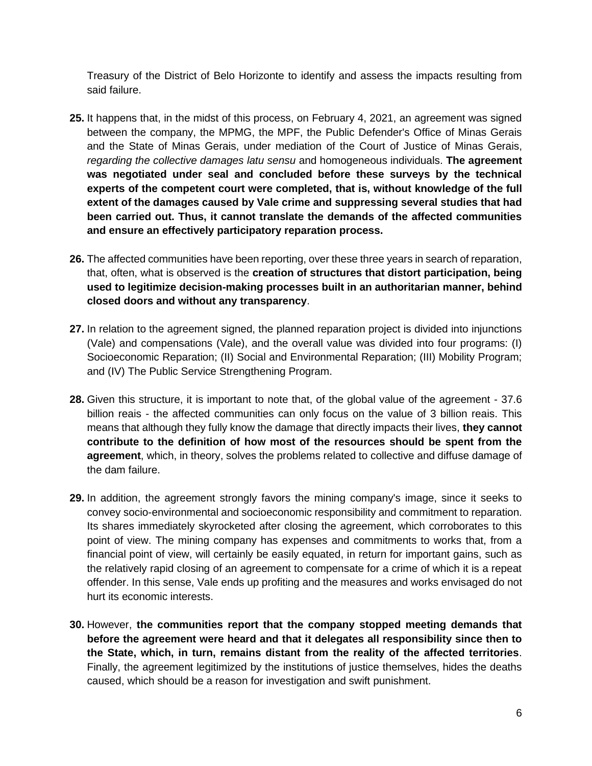Treasury of the District of Belo Horizonte to identify and assess the impacts resulting from said failure.

**25.** It happens that, in the midst of this process, on February 4, 2021, an agreement was signed between the company, the MPMG, the MPF, the Public Defender's Office of Minas Gerais and the State of Minas Gerais, under mediation of the Court of Justice of Minas Gerais, *regarding the collective damages latu sensu* and homogeneous individuals. **The agreement was negotiated under seal and concluded before these surveys by the technical experts of the competent court were completed, that is, without knowledge of the full extent of the damages caused by Vale crime and suppressing several studies that had been carried out. Thus, it cannot translate the demands of the affected communities and ensure an effectively participatory reparation process.**

**26.** The affected communities have been reporting, over these three years in search of reparation, that, often, what is observed is the **creation of structures that distort participation, being used to legitimize decision-making processes built in an authoritarian manner, behind closed doors and without any transparency**.

**27.** In relation to the agreement signed, the planned reparation project is divided into injunctions (Vale) and compensations (Vale), and the overall value was divided into four programs: (I) Socioeconomic Reparation; (II) Social and Environmental Reparation; (III) Mobility Program; and (IV) The Public Service Strengthening Program.

**28.** Given this structure, it is important to note that, of the global value of the agreement - 37.6 billion reais - the affected communities can only focus on the value of 3 billion reais. This means that although they fully know the damage that directly impacts their lives, **they cannot contribute to the definition of how most of the resources should be spent from the agreement**, which, in theory, solves the problems related to collective and diffuse damage of the dam failure.

**29.** In addition, the agreement strongly favors the mining company's image, since it seeks to convey socio-environmental and socioeconomic responsibility and commitment to reparation. Its shares immediately skyrocketed after closing the agreement, which corroborates to this point of view. The mining company has expenses and commitments to works that, from a financial point of view, will certainly be easily equated, in return for important gains, such as the relatively rapid closing of an agreement to compensate for a crime of which it is a repeat offender. In this sense, Vale ends up profiting and the measures and works envisaged do not hurt its economic interests.

**30.** However, **the communities report that the company stopped meeting demands that before the agreement were heard and that it delegates all responsibility since then to the State, which, in turn, remains distant from the reality of the affected territories**. Finally, the agreement legitimized by the institutions of justice themselves, hides the deaths caused, which should be a reason for investigation and swift punishment.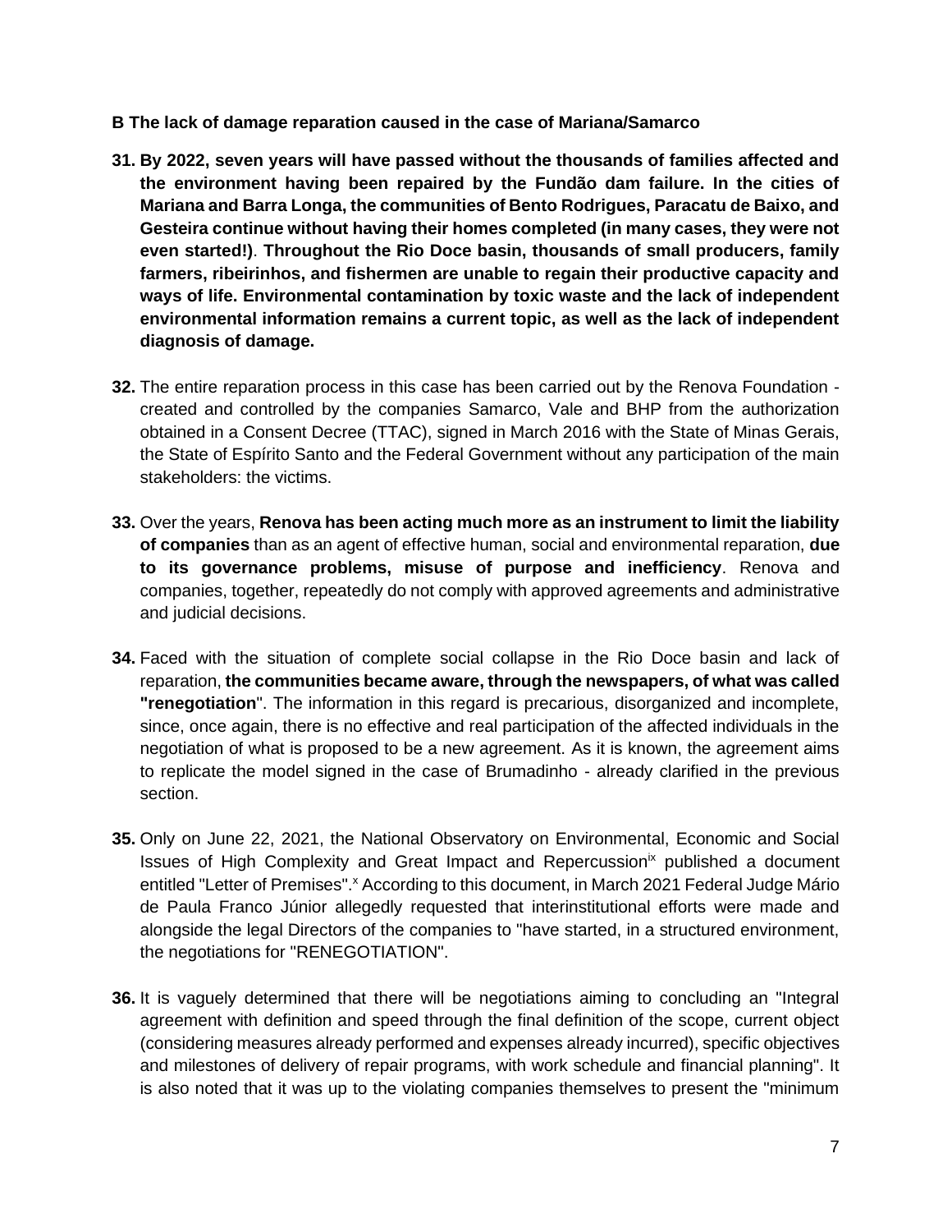**B The lack of damage reparation caused in the case of Mariana/Samarco**

**31. By 2022, seven years will have passed without the thousands of families affected and the environment having been repaired by the Fundão dam failure. In the cities of Mariana and Barra Longa, the communities of Bento Rodrigues, Paracatu de Baixo, and Gesteira continue without having their homes completed (in many cases, they were not even started!)**. **Throughout the Rio Doce basin, thousands of small producers, family farmers, ribeirinhos, and fishermen are unable to regain their productive capacity and ways of life. Environmental contamination by toxic waste and the lack of independent environmental information remains a current topic, as well as the lack of independent diagnosis of damage.**

**32.** The entire reparation process in this case has been carried out by the Renova Foundation - created and controlled by the companies Samarco, Vale and BHP from the authorization obtained in a Consent Decree (TTAC), signed in March 2016 with the State of Minas Gerais, the State of Espírito Santo and the Federal Government without any participation of the main stakeholders: the victims.

**33.** Over the years, **Renova has been acting much more as an instrument to limit the liability of companies** than as an agent of effective human, social and environmental reparation, **due to its governance problems, misuse of purpose and inefficiency**. Renova and companies, together, repeatedly do not comply with approved agreements and administrative and judicial decisions.

**34.** Faced with the situation of complete social collapse in the Rio Doce basin and lack of reparation, **the communities became aware, through the newspapers, of what was called "renegotiation**". The information in this regard is precarious, disorganized and incomplete, since, once again, there is no effective and real participation of the affected individuals in the negotiation of what is proposed to be a new agreement. As it is known, the agreement aims to replicate the model signed in the case of Brumadinho - already clarified in the previous section.

**35.** Only on June 22, 2021, the National Observatory on Environmental, Economic and Social Issues of High Complexity and Great Impact and Repercussion[ix] published a document entitled "Letter of Premises".[x] According to this document, in March 2021 Federal Judge Mário de Paula Franco Júnior allegedly requested that interinstitutional efforts were made and alongside the legal Directors of the companies to "have started, in a structured environment, the negotiations for "RENEGOTIATION".

**36.** It is vaguely determined that there will be negotiations aiming to concluding an "Integral agreement with definition and speed through the final definition of the scope, current object (considering measures already performed and expenses already incurred), specific objectives and milestones of delivery of repair programs, with work schedule and financial planning". It is also noted that it was up to the violating companies themselves to present the "minimum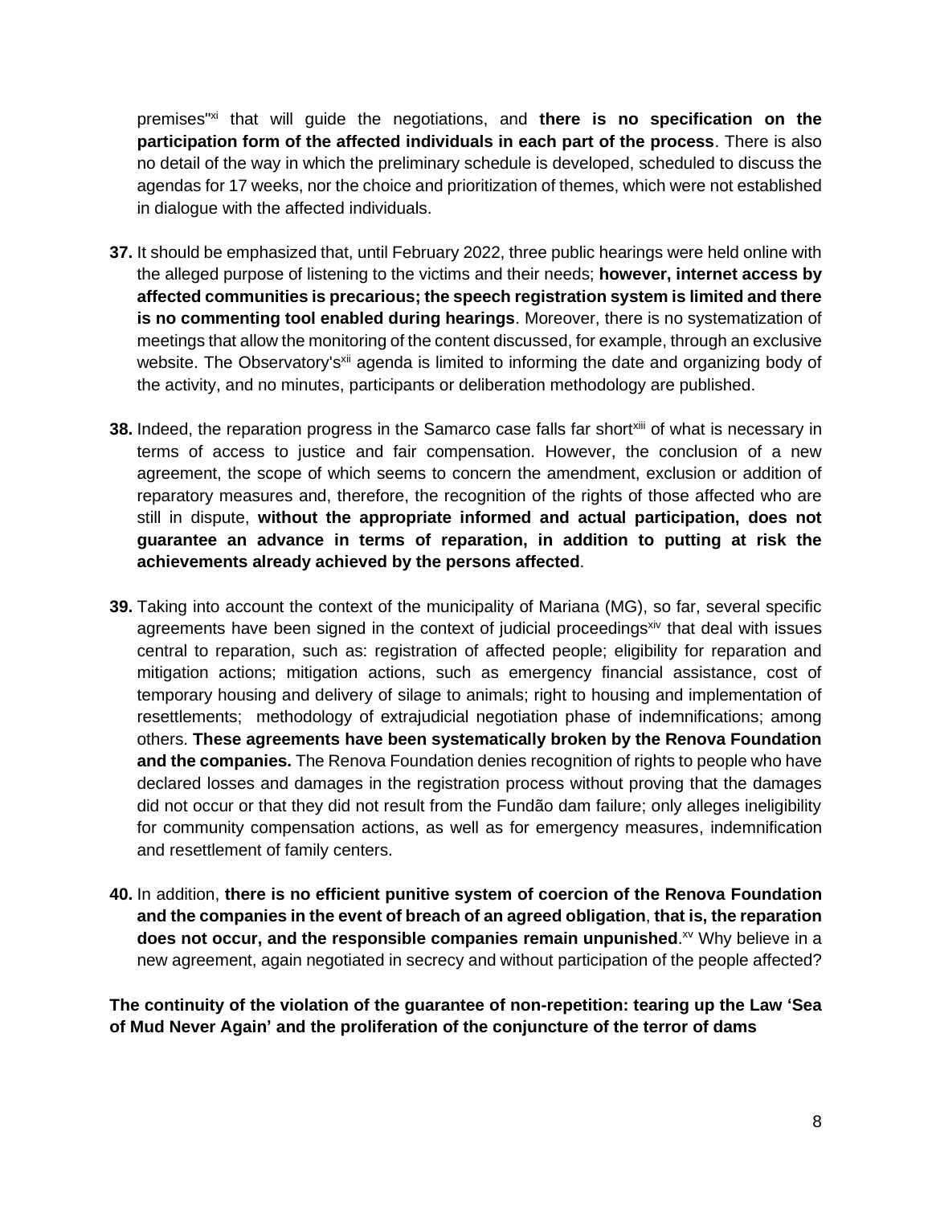premises"[xi] that will guide the negotiations, and **there is no specification on the participation form of the affected individuals in each part of the process**. There is also no detail of the way in which the preliminary schedule is developed, scheduled to discuss the agendas for 17 weeks, nor the choice and prioritization of themes, which were not established in dialogue with the affected individuals.

**37.** It should be emphasized that, until February 2022, three public hearings were held online with the alleged purpose of listening to the victims and their needs; **however, internet access by affected communities is precarious; the speech registration system is limited and there is no commenting tool enabled during hearings**. Moreover, there is no systematization of meetings that allow the monitoring of the content discussed, for example, through an exclusive website. The Observatory's[xii] agenda is limited to informing the date and organizing body of the activity, and no minutes, participants or deliberation methodology are published.

**38.** Indeed, the reparation progress in the Samarco case falls far short[xiii] of what is necessary in terms of access to justice and fair compensation. However, the conclusion of a new agreement, the scope of which seems to concern the amendment, exclusion or addition of reparatory measures and, therefore, the recognition of the rights of those affected who are still in dispute, **without the appropriate informed and actual participation, does not guarantee an advance in terms of reparation, in addition to putting at risk the achievements already achieved by the persons affected**.

**39.** Taking into account the context of the municipality of Mariana (MG), so far, several specific agreements have been signed in the context of judicial proceedings[xiv] that deal with issues central to reparation, such as: registration of affected people; eligibility for reparation and mitigation actions; mitigation actions, such as emergency financial assistance, cost of temporary housing and delivery of silage to animals; right to housing and implementation of resettlements; methodology of extrajudicial negotiation phase of indemnifications; among others. **These agreements have been systematically broken by the Renova Foundation and the companies.** The Renova Foundation denies recognition of rights to people who have declared losses and damages in the registration process without proving that the damages did not occur or that they did not result from the Fundão dam failure; only alleges ineligibility for community compensation actions, as well as for emergency measures, indemnification and resettlement of family centers.

**40.** In addition, **there is no efficient punitive system of coercion of the Renova Foundation and the companies in the event of breach of an agreed obligation**, **that is, the reparation does not occur, and the responsible companies remain unpunished**.[xv] Why believe in a new agreement, again negotiated in secrecy and without participation of the people affected?

**The continuity of the violation of the guarantee of non-repetition: tearing up the Law 'Sea of Mud Never Again' and the proliferation of the conjuncture of the terror of dams**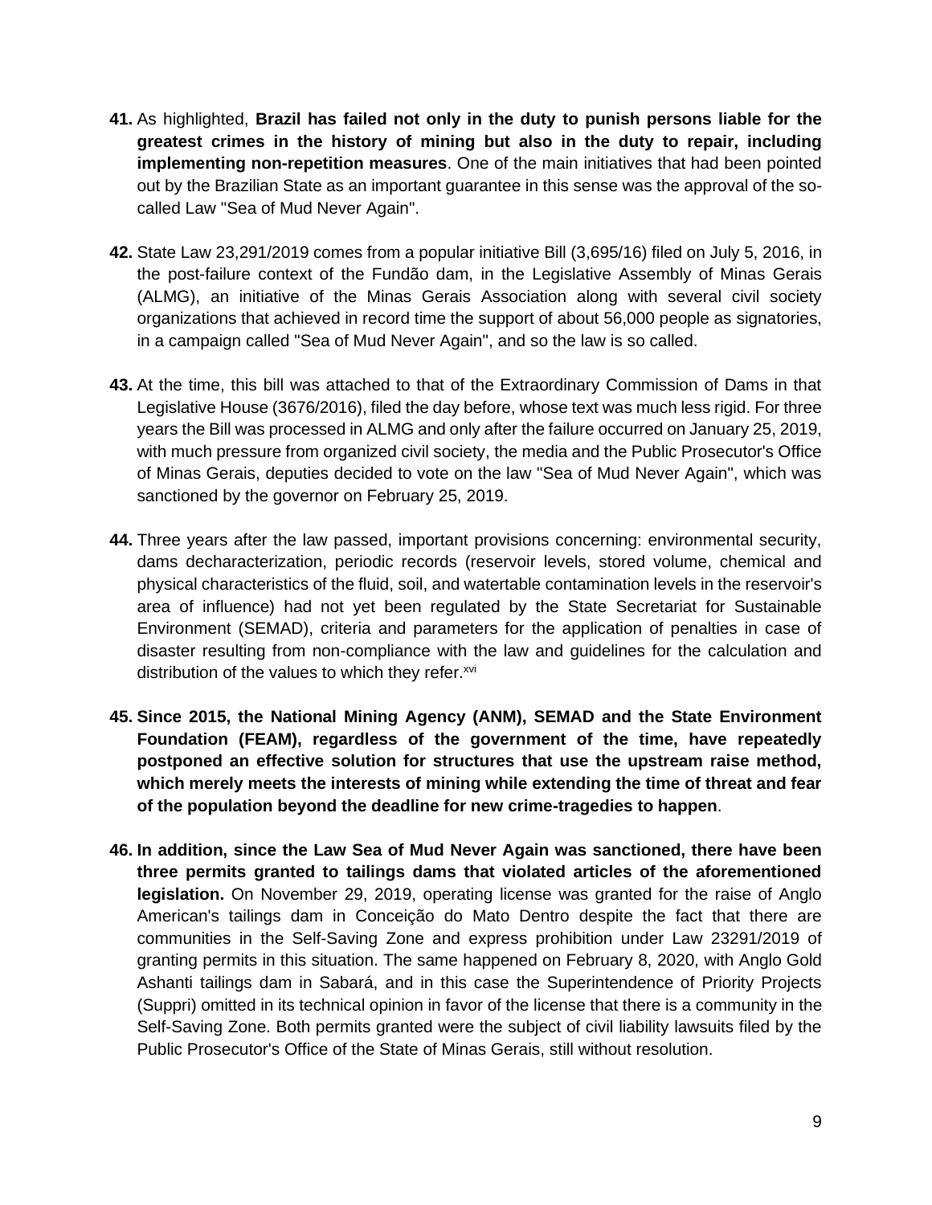**41.** As highlighted, **Brazil has failed not only in the duty to punish persons liable for the greatest crimes in the history of mining but also in the duty to repair, including implementing non-repetition measures**. One of the main initiatives that had been pointed out by the Brazilian State as an important guarantee in this sense was the approval of the so-called Law "Sea of Mud Never Again".

**42.** State Law 23,291/2019 comes from a popular initiative Bill (3,695/16) filed on July 5, 2016, in the post-failure context of the Fundão dam, in the Legislative Assembly of Minas Gerais (ALMG), an initiative of the Minas Gerais Association along with several civil society organizations that achieved in record time the support of about 56,000 people as signatories, in a campaign called "Sea of Mud Never Again", and so the law is so called.

**43.** At the time, this bill was attached to that of the Extraordinary Commission of Dams in that Legislative House (3676/2016), filed the day before, whose text was much less rigid. For three years the Bill was processed in ALMG and only after the failure occurred on January 25, 2019, with much pressure from organized civil society, the media and the Public Prosecutor's Office of Minas Gerais, deputies decided to vote on the law "Sea of Mud Never Again", which was sanctioned by the governor on February 25, 2019.

**44.** Three years after the law passed, important provisions concerning: environmental security, dams decharacterization, periodic records (reservoir levels, stored volume, chemical and physical characteristics of the fluid, soil, and watertable contamination levels in the reservoir's area of influence) had not yet been regulated by the State Secretariat for Sustainable Environment (SEMAD), criteria and parameters for the application of penalties in case of disaster resulting from non-compliance with the law and guidelines for the calculation and distribution of the values to which they refer.[xvi]

**45. Since 2015, the National Mining Agency (ANM), SEMAD and the State Environment Foundation (FEAM), regardless of the government of the time, have repeatedly postponed an effective solution for structures that use the upstream raise method, which merely meets the interests of mining while extending the time of threat and fear of the population beyond the deadline for new crime-tragedies to happen**.

**46. In addition, since the Law Sea of Mud Never Again was sanctioned, there have been three permits granted to tailings dams that violated articles of the aforementioned legislation.** On November 29, 2019, operating license was granted for the raise of Anglo American's tailings dam in Conceição do Mato Dentro despite the fact that there are communities in the Self-Saving Zone and express prohibition under Law 23291/2019 of granting permits in this situation. The same happened on February 8, 2020, with Anglo Gold Ashanti tailings dam in Sabará, and in this case the Superintendence of Priority Projects (Suppri) omitted in its technical opinion in favor of the license that there is a community in the Self-Saving Zone. Both permits granted were the subject of civil liability lawsuits filed by the Public Prosecutor's Office of the State of Minas Gerais, still without resolution.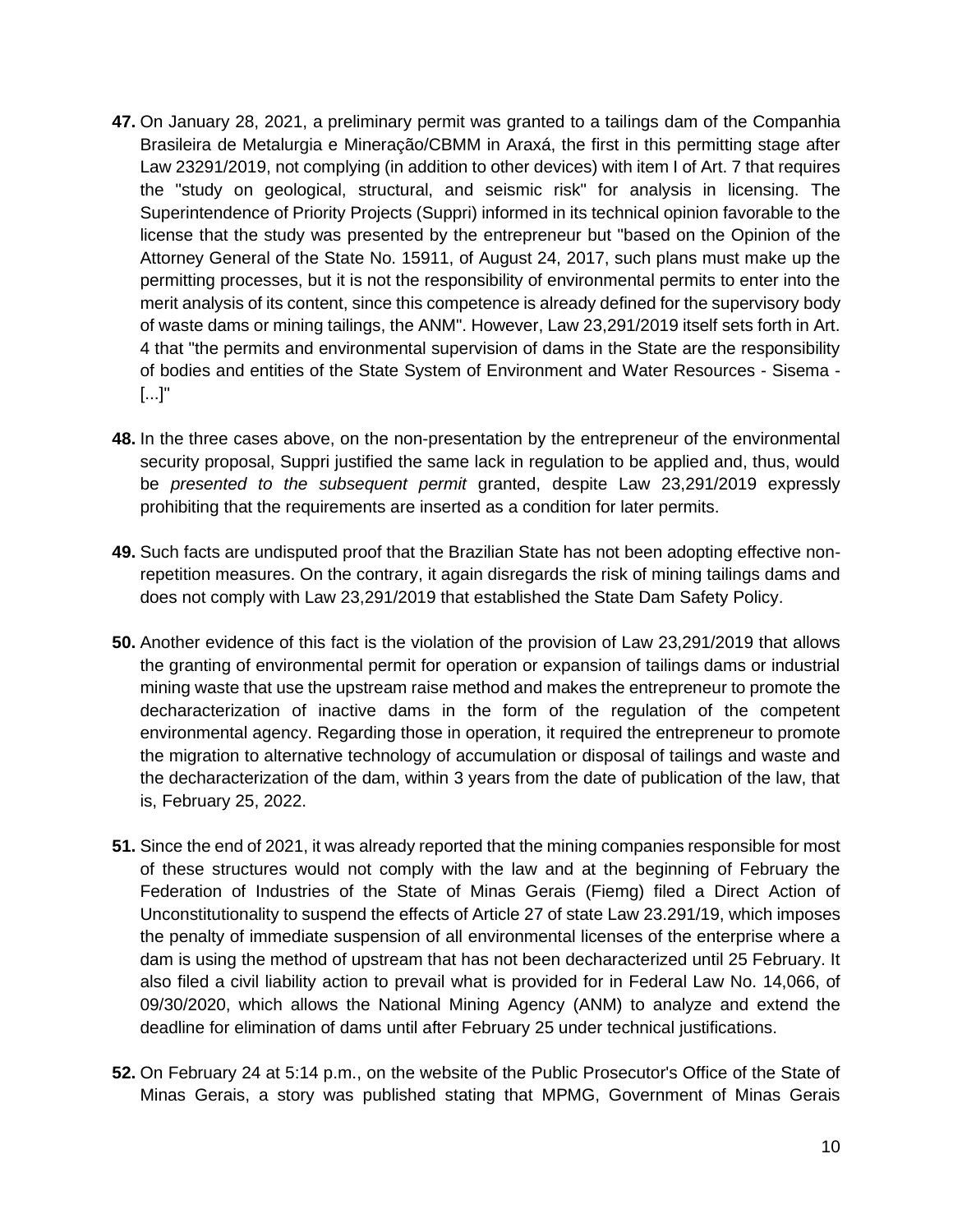**47.** On January 28, 2021, a preliminary permit was granted to a tailings dam of the Companhia Brasileira de Metalurgia e Mineração/CBMM in Araxá, the first in this permitting stage after Law 23291/2019, not complying (in addition to other devices) with item I of Art. 7 that requires the "study on geological, structural, and seismic risk" for analysis in licensing. The Superintendence of Priority Projects (Suppri) informed in its technical opinion favorable to the license that the study was presented by the entrepreneur but "based on the Opinion of the Attorney General of the State No. 15911, of August 24, 2017, such plans must make up the permitting processes, but it is not the responsibility of environmental permits to enter into the merit analysis of its content, since this competence is already defined for the supervisory body of waste dams or mining tailings, the ANM". However, Law 23,291/2019 itself sets forth in Art. 4 that "the permits and environmental supervision of dams in the State are the responsibility of bodies and entities of the State System of Environment and Water Resources - Sisema - [...]"

**48.** In the three cases above, on the non-presentation by the entrepreneur of the environmental security proposal, Suppri justified the same lack in regulation to be applied and, thus, would be *presented to the subsequent permit* granted, despite Law 23,291/2019 expressly prohibiting that the requirements are inserted as a condition for later permits.

**49.** Such facts are undisputed proof that the Brazilian State has not been adopting effective non-repetition measures. On the contrary, it again disregards the risk of mining tailings dams and does not comply with Law 23,291/2019 that established the State Dam Safety Policy.

**50.** Another evidence of this fact is the violation of the provision of Law 23,291/2019 that allows the granting of environmental permit for operation or expansion of tailings dams or industrial mining waste that use the upstream raise method and makes the entrepreneur to promote the decharacterization of inactive dams in the form of the regulation of the competent environmental agency. Regarding those in operation, it required the entrepreneur to promote the migration to alternative technology of accumulation or disposal of tailings and waste and the decharacterization of the dam, within 3 years from the date of publication of the law, that is, February 25, 2022.

**51.** Since the end of 2021, it was already reported that the mining companies responsible for most of these structures would not comply with the law and at the beginning of February the Federation of Industries of the State of Minas Gerais (Fiemg) filed a Direct Action of Unconstitutionality to suspend the effects of Article 27 of state Law 23.291/19, which imposes the penalty of immediate suspension of all environmental licenses of the enterprise where a dam is using the method of upstream that has not been decharacterized until 25 February. It also filed a civil liability action to prevail what is provided for in Federal Law No. 14,066, of 09/30/2020, which allows the National Mining Agency (ANM) to analyze and extend the deadline for elimination of dams until after February 25 under technical justifications.

**52.** On February 24 at 5:14 p.m., on the website of the Public Prosecutor's Office of the State of Minas Gerais, a story was published stating that MPMG, Government of Minas Gerais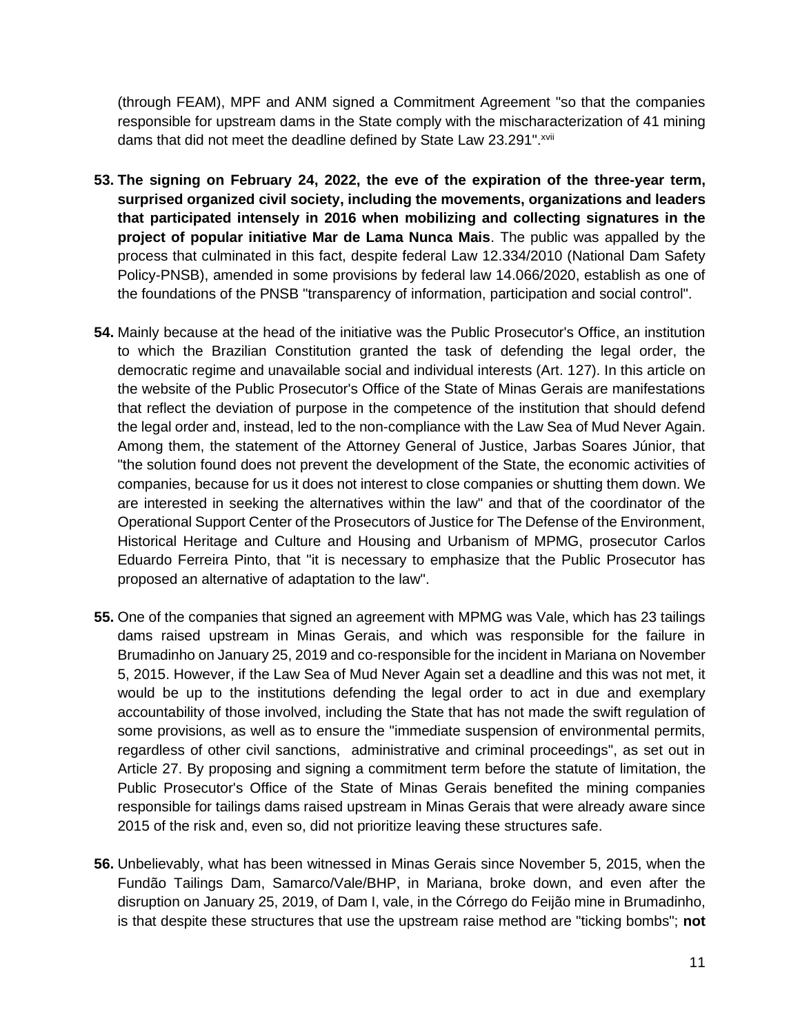(through FEAM), MPF and ANM signed a Commitment Agreement "so that the companies responsible for upstream dams in the State comply with the mischaracterization of 41 mining dams that did not meet the deadline defined by State Law 23.291".[xvii]

**53. The signing on February 24, 2022, the eve of the expiration of the three-year term, surprised organized civil society, including the movements, organizations and leaders that participated intensely in 2016 when mobilizing and collecting signatures in the project of popular initiative Mar de Lama Nunca Mais**. The public was appalled by the process that culminated in this fact, despite federal Law 12.334/2010 (National Dam Safety Policy-PNSB), amended in some provisions by federal law 14.066/2020, establish as one of the foundations of the PNSB "transparency of information, participation and social control".

**54.** Mainly because at the head of the initiative was the Public Prosecutor's Office, an institution to which the Brazilian Constitution granted the task of defending the legal order, the democratic regime and unavailable social and individual interests (Art. 127). In this article on the website of the Public Prosecutor's Office of the State of Minas Gerais are manifestations that reflect the deviation of purpose in the competence of the institution that should defend the legal order and, instead, led to the non-compliance with the Law Sea of Mud Never Again. Among them, the statement of the Attorney General of Justice, Jarbas Soares Júnior, that "the solution found does not prevent the development of the State, the economic activities of companies, because for us it does not interest to close companies or shutting them down. We are interested in seeking the alternatives within the law" and that of the coordinator of the Operational Support Center of the Prosecutors of Justice for The Defense of the Environment, Historical Heritage and Culture and Housing and Urbanism of MPMG, prosecutor Carlos Eduardo Ferreira Pinto, that "it is necessary to emphasize that the Public Prosecutor has proposed an alternative of adaptation to the law".

**55.** One of the companies that signed an agreement with MPMG was Vale, which has 23 tailings dams raised upstream in Minas Gerais, and which was responsible for the failure in Brumadinho on January 25, 2019 and co-responsible for the incident in Mariana on November 5, 2015. However, if the Law Sea of Mud Never Again set a deadline and this was not met, it would be up to the institutions defending the legal order to act in due and exemplary accountability of those involved, including the State that has not made the swift regulation of some provisions, as well as to ensure the "immediate suspension of environmental permits, regardless of other civil sanctions, administrative and criminal proceedings", as set out in Article 27. By proposing and signing a commitment term before the statute of limitation, the Public Prosecutor's Office of the State of Minas Gerais benefited the mining companies responsible for tailings dams raised upstream in Minas Gerais that were already aware since 2015 of the risk and, even so, did not prioritize leaving these structures safe.

**56.** Unbelievably, what has been witnessed in Minas Gerais since November 5, 2015, when the Fundão Tailings Dam, Samarco/Vale/BHP, in Mariana, broke down, and even after the disruption on January 25, 2019, of Dam I, vale, in the Córrego do Feijão mine in Brumadinho, is that despite these structures that use the upstream raise method are "ticking bombs"; **not**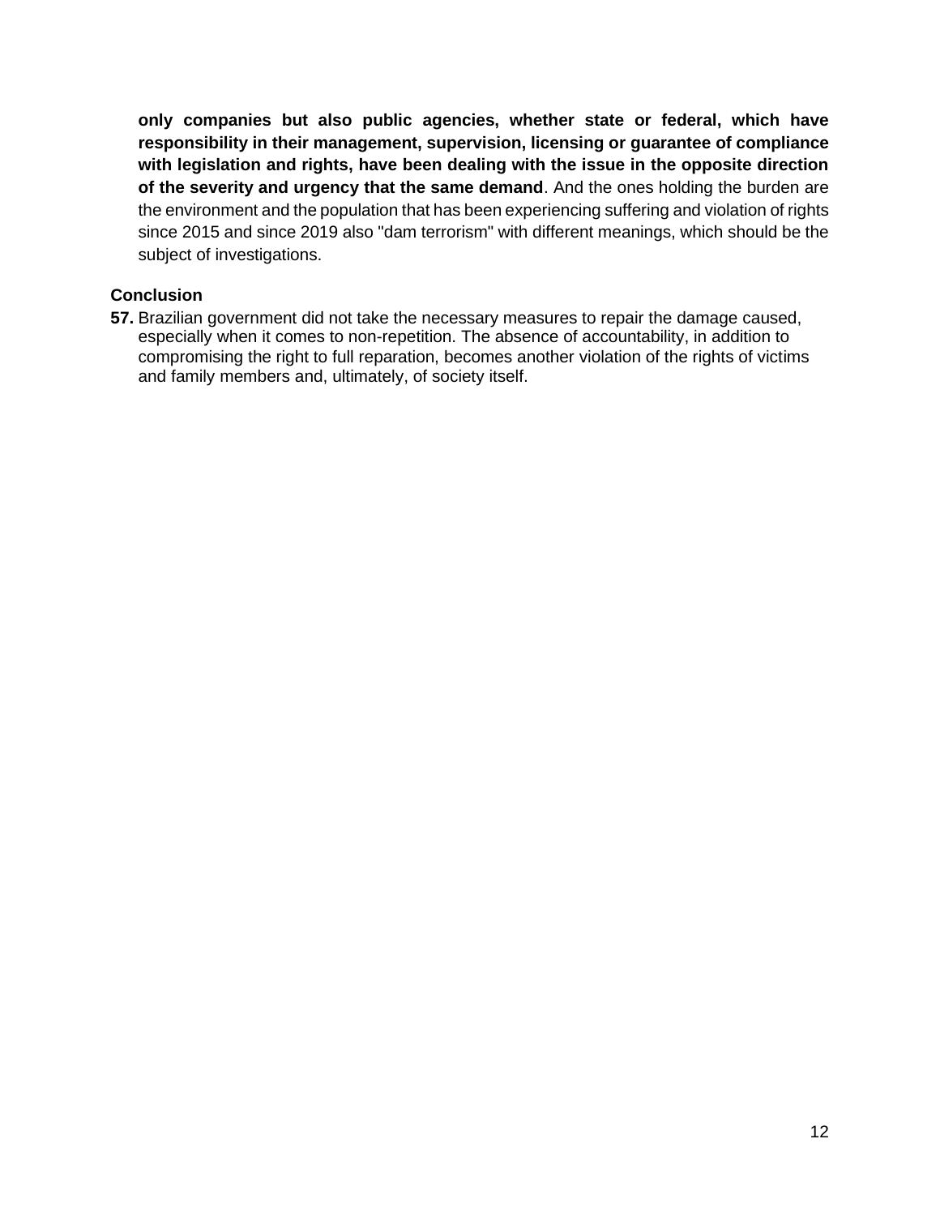**only companies but also public agencies, whether state or federal, which have responsibility in their management, supervision, licensing or guarantee of compliance with legislation and rights, have been dealing with the issue in the opposite direction of the severity and urgency that the same demand**. And the ones holding the burden are the environment and the population that has been experiencing suffering and violation of rights since 2015 and since 2019 also "dam terrorism" with different meanings, which should be the subject of investigations.

### Conclusion

**57.** Brazilian government did not take the necessary measures to repair the damage caused, especially when it comes to non-repetition. The absence of accountability, in addition to compromising the right to full reparation, becomes another violation of the rights of victims and family members and, ultimately, of society itself.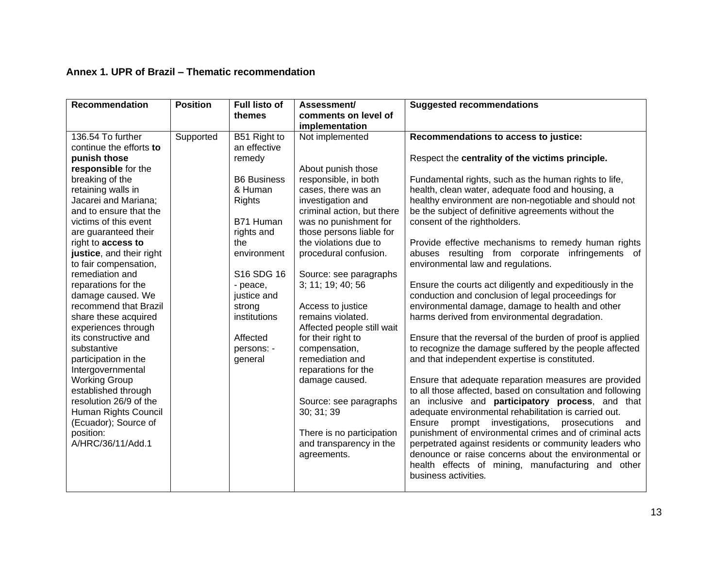**Annex 1. UPR of Brazil – Thematic recommendation**

| Recommendation | Position | Full listo of themes | Assessment/ comments on level of implementation | Suggested recommendations |
|---|---|---|---|---|
| 136.54 To further continue the efforts **to punish those responsible** for the breaking of the retaining walls in Jacarei and Mariana; and to ensure that the victims of this event are guaranteed their right to **access to justice**, and their right to fair compensation, remediation and reparations for the damage caused. We recommend that Brazil share these acquired experiences through its constructive and substantive participation in the Intergovernmental Working Group established through resolution 26/9 of the Human Rights Council (Ecuador); Source of position: A/HRC/36/11/Add.1 | Supported | B51 Right to an effective remedy<br><br>B6 Business & Human Rights<br><br>B71 Human rights and the environment<br><br>S16 SDG 16 - peace, justice and strong institutions<br><br>Affected persons: - general | Not implemented<br><br>About punish those responsible, in both cases, there was an investigation and criminal action, but there was no punishment for those persons liable for the violations due to procedural confusion.<br><br>Source: see paragraphs 3; 11; 19; 40; 56<br><br>Access to justice remains violated. Affected people still wait for their right to compensation, remediation and reparations for the damage caused.<br><br>Source: see paragraphs 30; 31; 39<br><br>There is no participation and transparency in the agreements. | **Recommendations to access to justice:**<br><br>Respect the **centrality of the victims principle.**<br><br>Fundamental rights, such as the human rights to life, health, clean water, adequate food and housing, a healthy environment are non-negotiable and should not be the subject of definitive agreements without the consent of the rightholders.<br><br>Provide effective mechanisms to remedy human rights abuses resulting from corporate infringements of environmental law and regulations.<br><br>Ensure the courts act diligently and expeditiously in the conduction and conclusion of legal proceedings for environmental damage, damage to health and other harms derived from environmental degradation.<br><br>Ensure that the reversal of the burden of proof is applied to recognize the damage suffered by the people affected and that independent expertise is constituted.<br><br>Ensure that adequate reparation measures are provided to all those affected, based on consultation and following an inclusive and **participatory process**, and that adequate environmental rehabilitation is carried out.<br>Ensure prompt investigations, prosecutions and punishment of environmental crimes and of criminal acts perpetrated against residents or community leaders who denounce or raise concerns about the environmental or health effects of mining, manufacturing and other business activities. |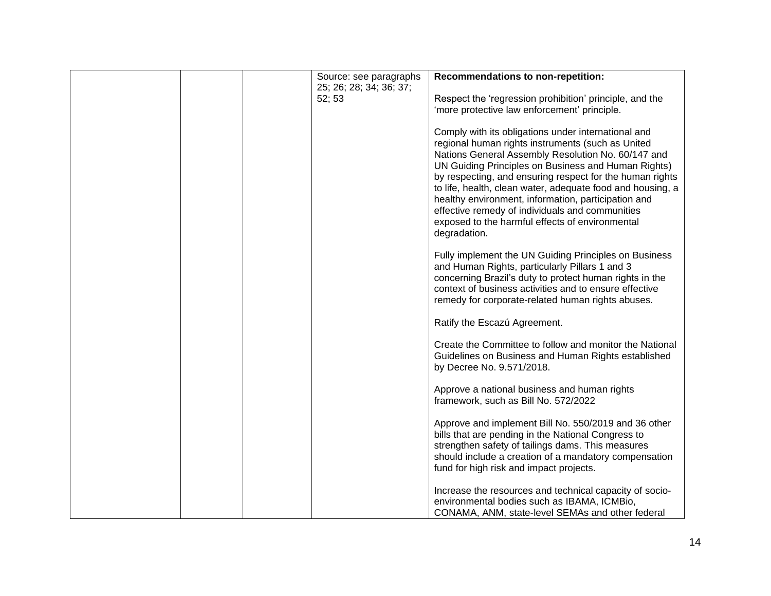| | | | | |
|---|---|---|---|---|
| | | | Source: see paragraphs 25; 26; 28; 34; 36; 37; 52; 53 | **Recommendations to non-repetition:**<br><br>Respect the 'regression prohibition' principle, and the 'more protective law enforcement' principle.<br><br>Comply with its obligations under international and regional human rights instruments (such as United Nations General Assembly Resolution No. 60/147 and UN Guiding Principles on Business and Human Rights) by respecting, and ensuring respect for the human rights to life, health, clean water, adequate food and housing, a healthy environment, information, participation and effective remedy of individuals and communities exposed to the harmful effects of environmental degradation.<br><br>Fully implement the UN Guiding Principles on Business and Human Rights, particularly Pillars 1 and 3 concerning Brazil's duty to protect human rights in the context of business activities and to ensure effective remedy for corporate-related human rights abuses.<br><br>Ratify the Escazú Agreement.<br><br>Create the Committee to follow and monitor the National Guidelines on Business and Human Rights established by Decree No. 9.571/2018.<br><br>Approve a national business and human rights framework, such as Bill No. 572/2022<br><br>Approve and implement Bill No. 550/2019 and 36 other bills that are pending in the National Congress to strengthen safety of tailings dams. This measures should include a creation of a mandatory compensation fund for high risk and impact projects.<br><br>Increase the resources and technical capacity of socio-environmental bodies such as IBAMA, ICMBio, CONAMA, ANM, state-level SEMAs and other federal |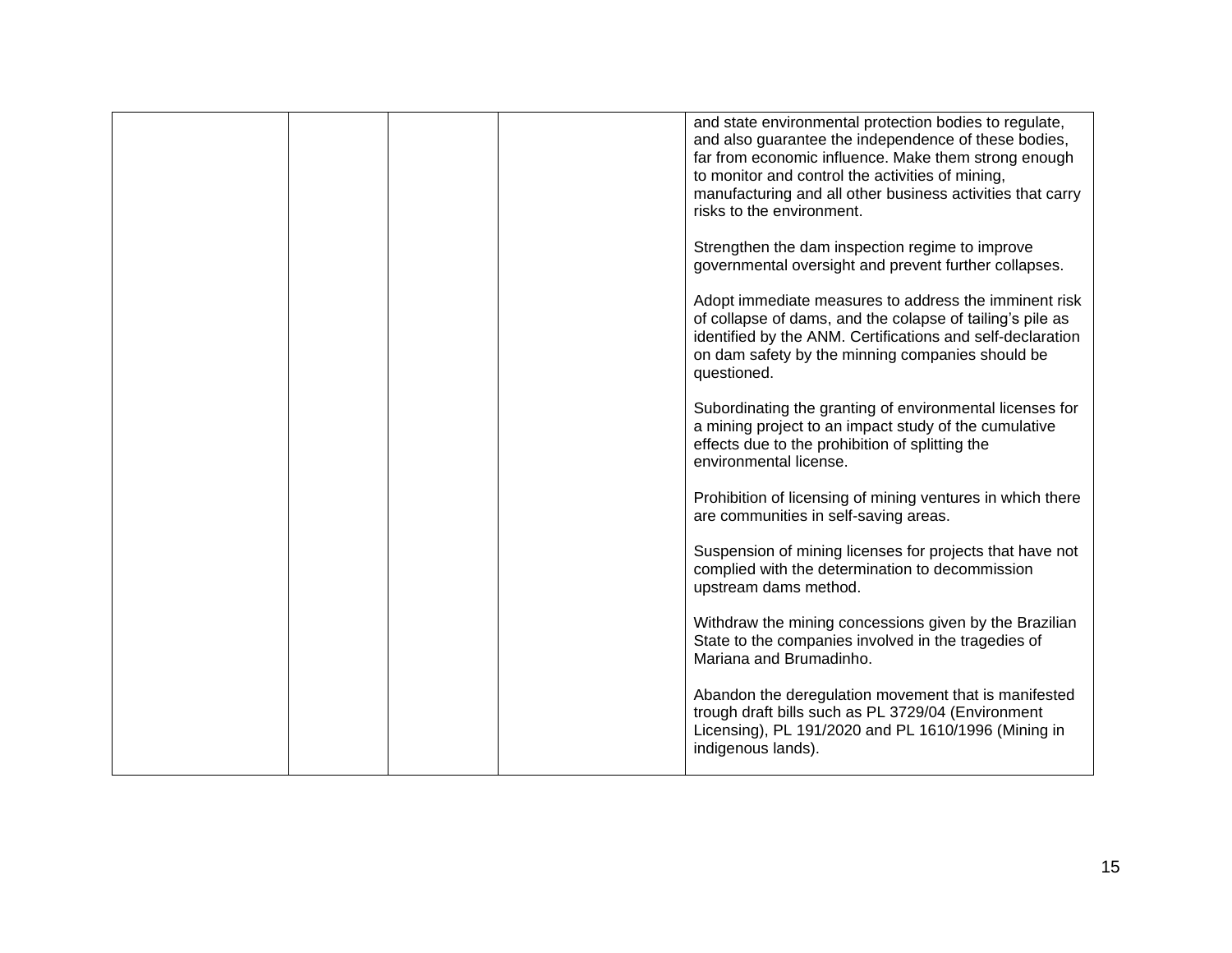|  |  |  |  |  |
|---|---|---|---|---|
|  |  |  |  | and state environmental protection bodies to regulate, and also guarantee the independence of these bodies, far from economic influence. Make them strong enough to monitor and control the activities of mining, manufacturing and all other business activities that carry risks to the environment.<br><br>Strengthen the dam inspection regime to improve governmental oversight and prevent further collapses.<br><br>Adopt immediate measures to address the imminent risk of collapse of dams, and the colapse of tailing's pile as identified by the ANM. Certifications and self-declaration on dam safety by the minning companies should be questioned.<br><br>Subordinating the granting of environmental licenses for a mining project to an impact study of the cumulative effects due to the prohibition of splitting the environmental license.<br><br>Prohibition of licensing of mining ventures in which there are communities in self-saving areas.<br><br>Suspension of mining licenses for projects that have not complied with the determination to decommission upstream dams method.<br><br>Withdraw the mining concessions given by the Brazilian State to the companies involved in the tragedies of Mariana and Brumadinho.<br><br>Abandon the deregulation movement that is manifested trough draft bills such as PL 3729/04 (Environment Licensing), PL 191/2020 and PL 1610/1996 (Mining in indigenous lands). |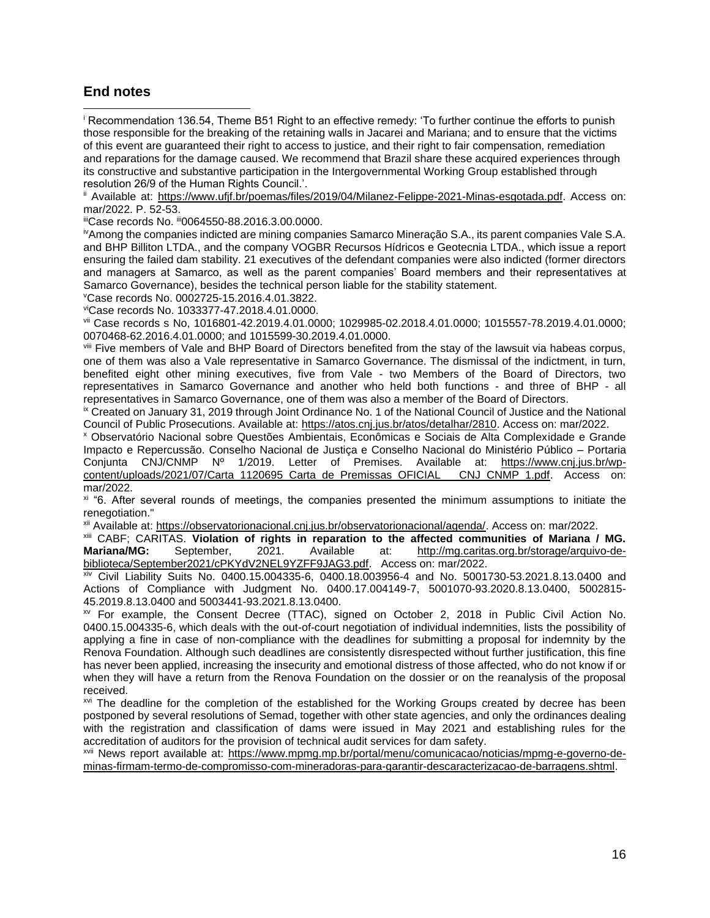## End notes

[i] Recommendation 136.54, Theme B51 Right to an effective remedy: 'To further continue the efforts to punish those responsible for the breaking of the retaining walls in Jacarei and Mariana; and to ensure that the victims of this event are guaranteed their right to access to justice, and their right to fair compensation, remediation and reparations for the damage caused. We recommend that Brazil share these acquired experiences through its constructive and substantive participation in the Intergovernmental Working Group established through resolution 26/9 of the Human Rights Council.'.

[ii] Available at: https://www.ufjf.br/poemas/files/2019/04/Milanez-Felippe-2021-Minas-esgotada.pdf. Access on: mar/2022. P. 52-53.

[iii]Case records No. [iii]0064550-88.2016.3.00.0000.

[iv]Among the companies indicted are mining companies Samarco Mineração S.A., its parent companies Vale S.A. and BHP Billiton LTDA., and the company VOGBR Recursos Hídricos e Geotecnia LTDA., which issue a report ensuring the failed dam stability. 21 executives of the defendant companies were also indicted (former directors and managers at Samarco, as well as the parent companies' Board members and their representatives at Samarco Governance), besides the technical person liable for the stability statement.

[v]Case records No. 0002725-15.2016.4.01.3822.

[vi]Case records No. 1033377-47.2018.4.01.0000.

[vii] Case records s No, 1016801-42.2019.4.01.0000; 1029985-02.2018.4.01.0000; 1015557-78.2019.4.01.0000; 0070468-62.2016.4.01.0000; and 1015599-30.2019.4.01.0000.

[viii] Five members of Vale and BHP Board of Directors benefited from the stay of the lawsuit via habeas corpus, one of them was also a Vale representative in Samarco Governance. The dismissal of the indictment, in turn, benefited eight other mining executives, five from Vale - two Members of the Board of Directors, two representatives in Samarco Governance and another who held both functions - and three of BHP - all representatives in Samarco Governance, one of them was also a member of the Board of Directors.

[ix] Created on January 31, 2019 through Joint Ordinance No. 1 of the National Council of Justice and the National Council of Public Prosecutions. Available at: https://atos.cnj.jus.br/atos/detalhar/2810. Access on: mar/2022.

[x] Observatório Nacional sobre Questões Ambientais, Econômicas e Sociais de Alta Complexidade e Grande Impacto e Repercussão. Conselho Nacional de Justiça e Conselho Nacional do Ministério Público – Portaria Conjunta CNJ/CNMP Nº 1/2019. Letter of Premises. Available at: https://www.cnj.jus.br/wp-content/uploads/2021/07/Carta_1120695_Carta_de_Premissas_OFICIAL___CNJ_CNMP_1.pdf. Access on: mar/2022.

[xi] "6. After several rounds of meetings, the companies presented the minimum assumptions to initiate the renegotiation."

[xii] Available at: https://observatorionacional.cnj.jus.br/observatorionacional/agenda/. Access on: mar/2022.

[xiii] CABF; CARITAS. **Violation of rights in reparation to the affected communities of Mariana / MG. Mariana/MG:** September, 2021. Available at: http://mg.caritas.org.br/storage/arquivo-de-biblioteca/September2021/cPKYdV2NEL9YZFF9JAG3.pdf. Access on: mar/2022.

[xiv] Civil Liability Suits No. 0400.15.004335-6, 0400.18.003956-4 and No. 5001730-53.2021.8.13.0400 and Actions of Compliance with Judgment No. 0400.17.004149-7, 5001070-93.2020.8.13.0400, 5002815-45.2019.8.13.0400 and 5003441-93.2021.8.13.0400.

[xv] For example, the Consent Decree (TTAC), signed on October 2, 2018 in Public Civil Action No. 0400.15.004335-6, which deals with the out-of-court negotiation of individual indemnities, lists the possibility of applying a fine in case of non-compliance with the deadlines for submitting a proposal for indemnity by the Renova Foundation. Although such deadlines are consistently disrespected without further justification, this fine has never been applied, increasing the insecurity and emotional distress of those affected, who do not know if or when they will have a return from the Renova Foundation on the dossier or on the reanalysis of the proposal received.

[xvi] The deadline for the completion of the established for the Working Groups created by decree has been postponed by several resolutions of Semad, together with other state agencies, and only the ordinances dealing with the registration and classification of dams were issued in May 2021 and establishing rules for the accreditation of auditors for the provision of technical audit services for dam safety.

[xvii] News report available at: https://www.mpmg.mp.br/portal/menu/comunicacao/noticias/mpmg-e-governo-de-minas-firmam-termo-de-compromisso-com-mineradoras-para-garantir-descaracterizacao-de-barragens.shtml.